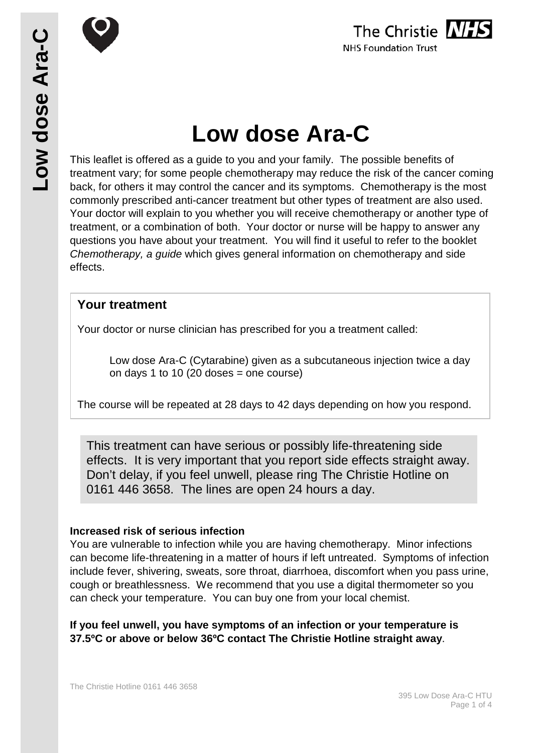# Low dose Ara-C

This leaflet is offered as a guide to you and your family. The possible benefits of treatment vary; for some people chemotherapy may reduce the risk of the cancer coming back, for others it may control the cancer and its symptoms. Chemotherapy is the most commonly prescribed anti-cancer treatment but other types of treatment are also used. Your doctor will explain to you whether you will receive chemotherapy or another type of treatment, or a combination of both. Your doctor or nurse will be happy to answer any questions you have about your treatment. You will find it useful to refer to the booklet *Chemotherapy, a guide* which gives general information on chemotherapy and side effects.

## Your treatment

Your doctor or nurse clinician has prescribed for you a treatment called:

> Low dose Ara-C (Cytarabine) given as a subcutaneous injection twice a day on days 1 to 10 (20 doses = one course)

The course will be repeated at 28 days to 42 days depending on how you respond.

This treatment can have serious or possibly life-threatening side effects. It is very important that you report side effects straight away. Don't delay, if you feel unwell, please ring The Christie Hotline on 0161 446 3658. The lines are open 24 hours a day.

**Increased risk of serious infection**

You are vulnerable to infection while you are having chemotherapy. Minor infections can become life-threatening in a matter of hours if left untreated. Symptoms of infection include fever, shivering, sweats, sore throat, diarrhoea, discomfort when you pass urine, cough or breathlessness. We recommend that you use a digital thermometer so you can check your temperature. You can buy one from your local chemist.

**If you feel unwell, you have symptoms of an infection or your temperature is 37.5ºC or above or below 36ºC contact The Christie Hotline straight away**.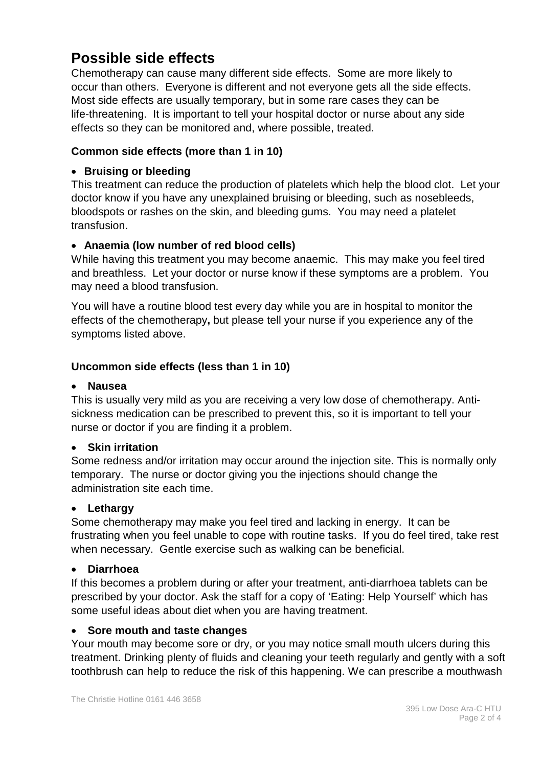# Possible side effects

Chemotherapy can cause many different side effects. Some are more likely to occur than others. Everyone is different and not everyone gets all the side effects. Most side effects are usually temporary, but in some rare cases they can be life-threatening. It is important to tell your hospital doctor or nurse about any side effects so they can be monitored and, where possible, treated.

### Common side effects (more than 1 in 10)

- **Bruising or bleeding**

This treatment can reduce the production of platelets which help the blood clot. Let your doctor know if you have any unexplained bruising or bleeding, such as nosebleeds, bloodspots or rashes on the skin, and bleeding gums. You may need a platelet transfusion.

- **Anaemia (low number of red blood cells)**

While having this treatment you may become anaemic. This may make you feel tired and breathless. Let your doctor or nurse know if these symptoms are a problem. You may need a blood transfusion.

You will have a routine blood test every day while you are in hospital to monitor the effects of the chemotherapy**,** but please tell your nurse if you experience any of the symptoms listed above.

### Uncommon side effects (less than 1 in 10)

- **Nausea**

This is usually very mild as you are receiving a very low dose of chemotherapy. Anti-sickness medication can be prescribed to prevent this, so it is important to tell your nurse or doctor if you are finding it a problem.

- **Skin irritation**

Some redness and/or irritation may occur around the injection site. This is normally only temporary. The nurse or doctor giving you the injections should change the administration site each time.

- **Lethargy**

Some chemotherapy may make you feel tired and lacking in energy. It can be frustrating when you feel unable to cope with routine tasks. If you do feel tired, take rest when necessary. Gentle exercise such as walking can be beneficial.

- **Diarrhoea**

If this becomes a problem during or after your treatment, anti-diarrhoea tablets can be prescribed by your doctor. Ask the staff for a copy of 'Eating: Help Yourself' which has some useful ideas about diet when you are having treatment.

- **Sore mouth and taste changes**

Your mouth may become sore or dry, or you may notice small mouth ulcers during this treatment. Drinking plenty of fluids and cleaning your teeth regularly and gently with a soft toothbrush can help to reduce the risk of this happening. We can prescribe a mouthwash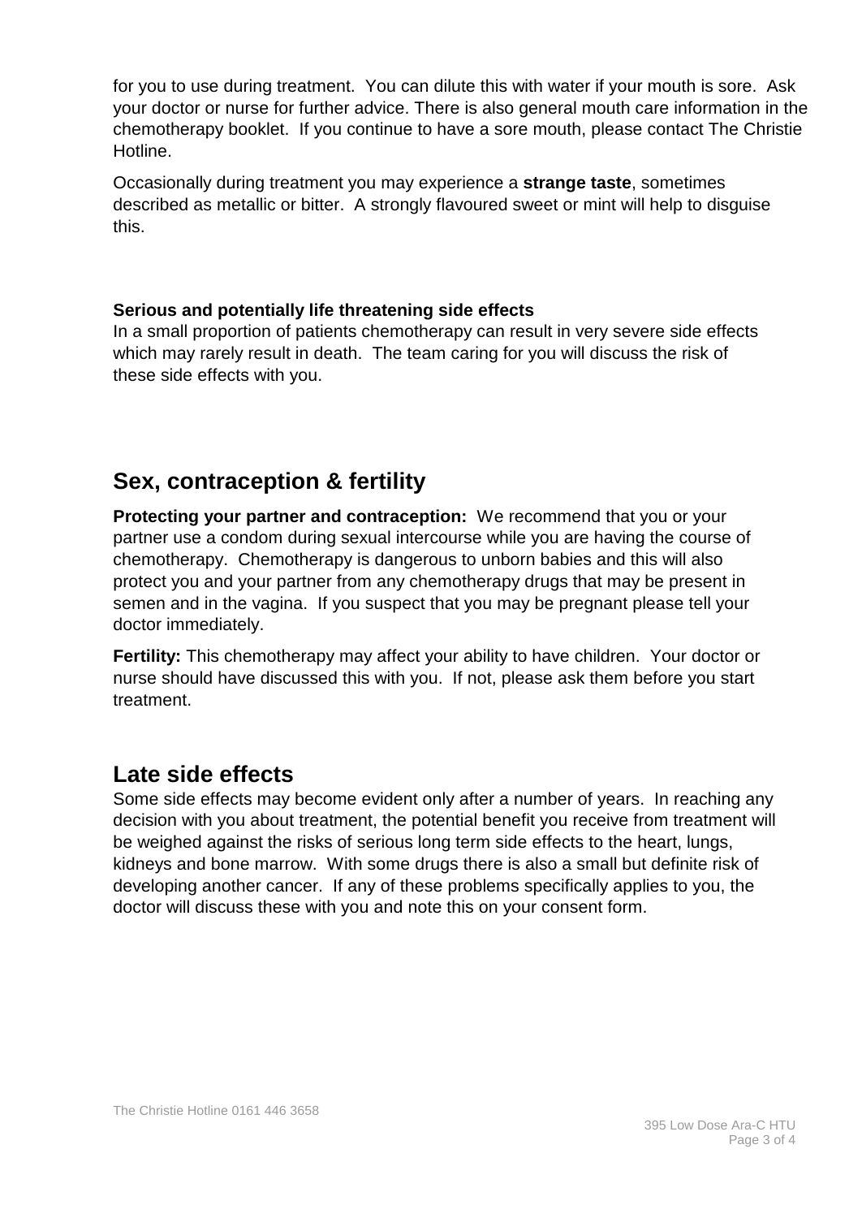for you to use during treatment. You can dilute this with water if your mouth is sore. Ask your doctor or nurse for further advice. There is also general mouth care information in the chemotherapy booklet. If you continue to have a sore mouth, please contact The Christie Hotline.

Occasionally during treatment you may experience a **strange taste**, sometimes described as metallic or bitter. A strongly flavoured sweet or mint will help to disguise this.

**Serious and potentially life threatening side effects**
In a small proportion of patients chemotherapy can result in very severe side effects which may rarely result in death. The team caring for you will discuss the risk of these side effects with you.

## Sex, contraception & fertility

**Protecting your partner and contraception:** We recommend that you or your partner use a condom during sexual intercourse while you are having the course of chemotherapy. Chemotherapy is dangerous to unborn babies and this will also protect you and your partner from any chemotherapy drugs that may be present in semen and in the vagina. If you suspect that you may be pregnant please tell your doctor immediately.

**Fertility:** This chemotherapy may affect your ability to have children. Your doctor or nurse should have discussed this with you. If not, please ask them before you start treatment.

## Late side effects

Some side effects may become evident only after a number of years. In reaching any decision with you about treatment, the potential benefit you receive from treatment will be weighed against the risks of serious long term side effects to the heart, lungs, kidneys and bone marrow. With some drugs there is also a small but definite risk of developing another cancer. If any of these problems specifically applies to you, the doctor will discuss these with you and note this on your consent form.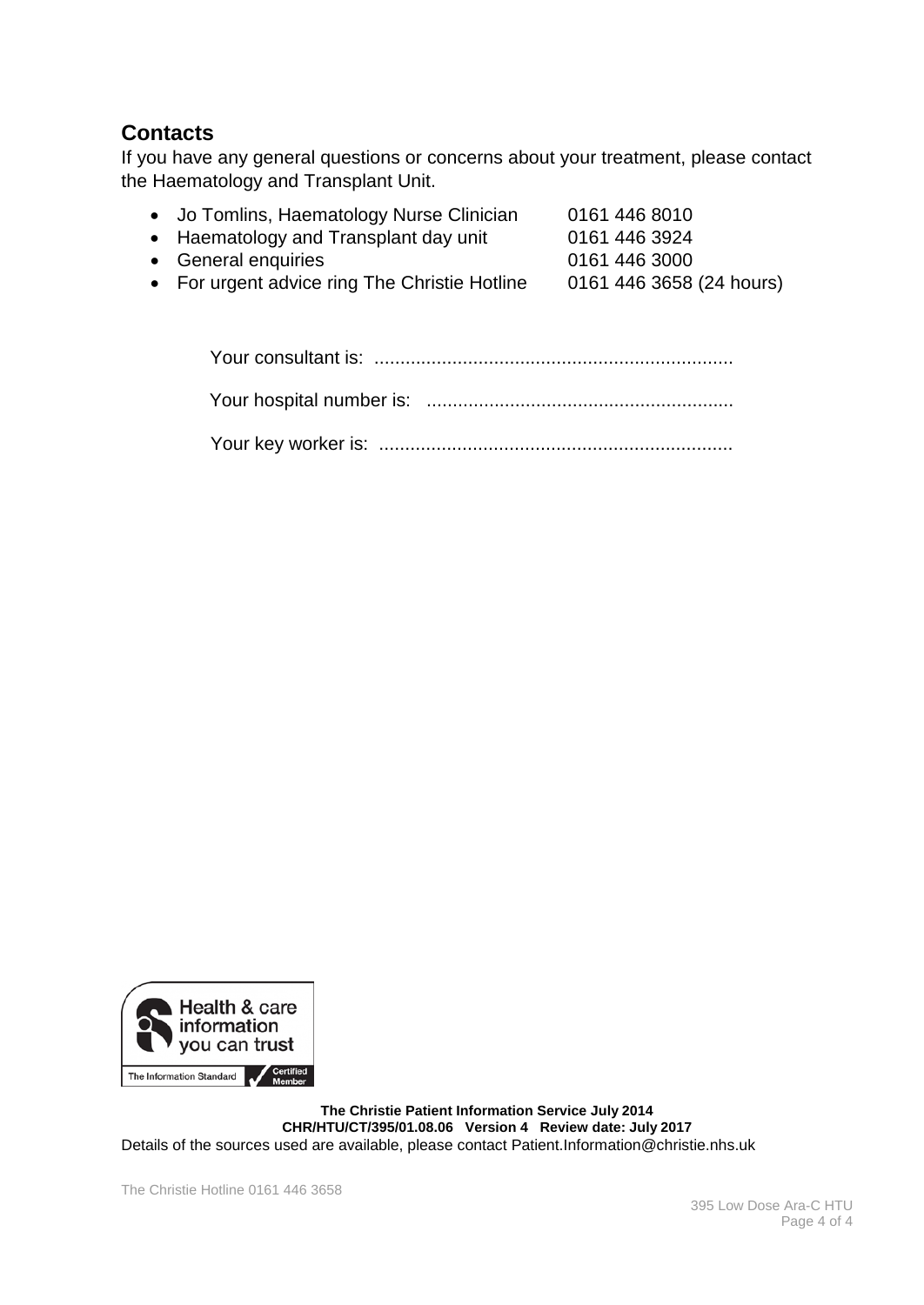## Contacts

If you have any general questions or concerns about your treatment, please contact the Haematology and Transplant Unit.

- Jo Tomlins, Haematology Nurse Clinician 0161 446 8010
- Haematology and Transplant day unit 0161 446 3924
- General enquiries 0161 446 3000
- For urgent advice ring The Christie Hotline 0161 446 3658 (24 hours)

Your consultant is: ....................................................................

Your hospital number is: ..........................................................

Your key worker is: ...................................................................

Health & care information you can trust
The Information Standard Certified Member

**The Christie Patient Information Service July 2014**
**CHR/HTU/CT/395/01.08.06 Version 4 Review date: July 2017**
Details of the sources used are available, please contact Patient.Information@christie.nhs.uk